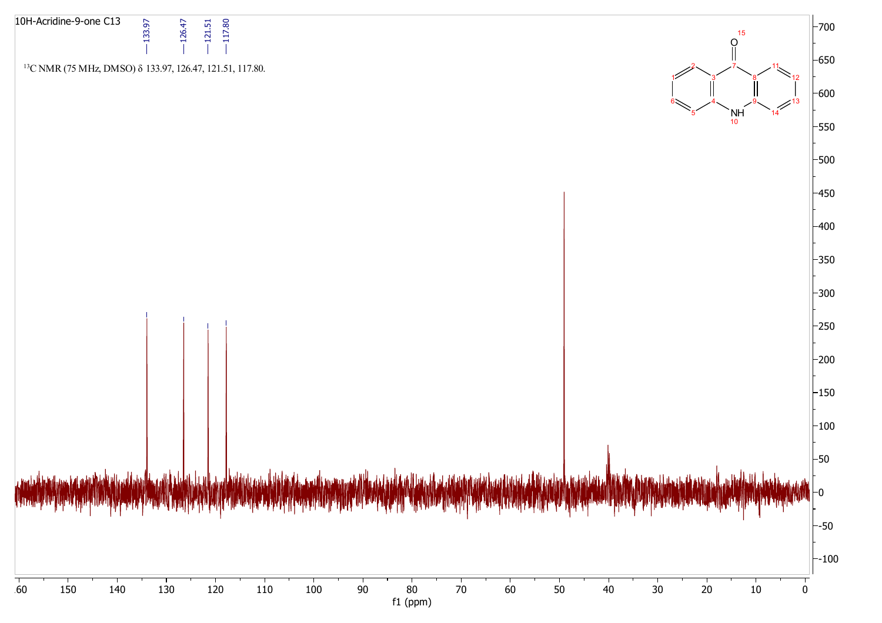10H-Acridine-9-one C13

133.97
126.47
121.51
117.80

$^{13}$C NMR (75 MHz, DMSO) δ 133.97, 126.47, 121.51, 117.80.

15
O
7
2 3 8 11
1 12
6 13
5 4 9 14
NH
10

700
650
600
550
500
450
400
350
300
250
200
150
100
50
0
-50
-100

160 150 140 130 120 110 100 90 80 70 60 50 40 30 20 10 0

f1 (ppm)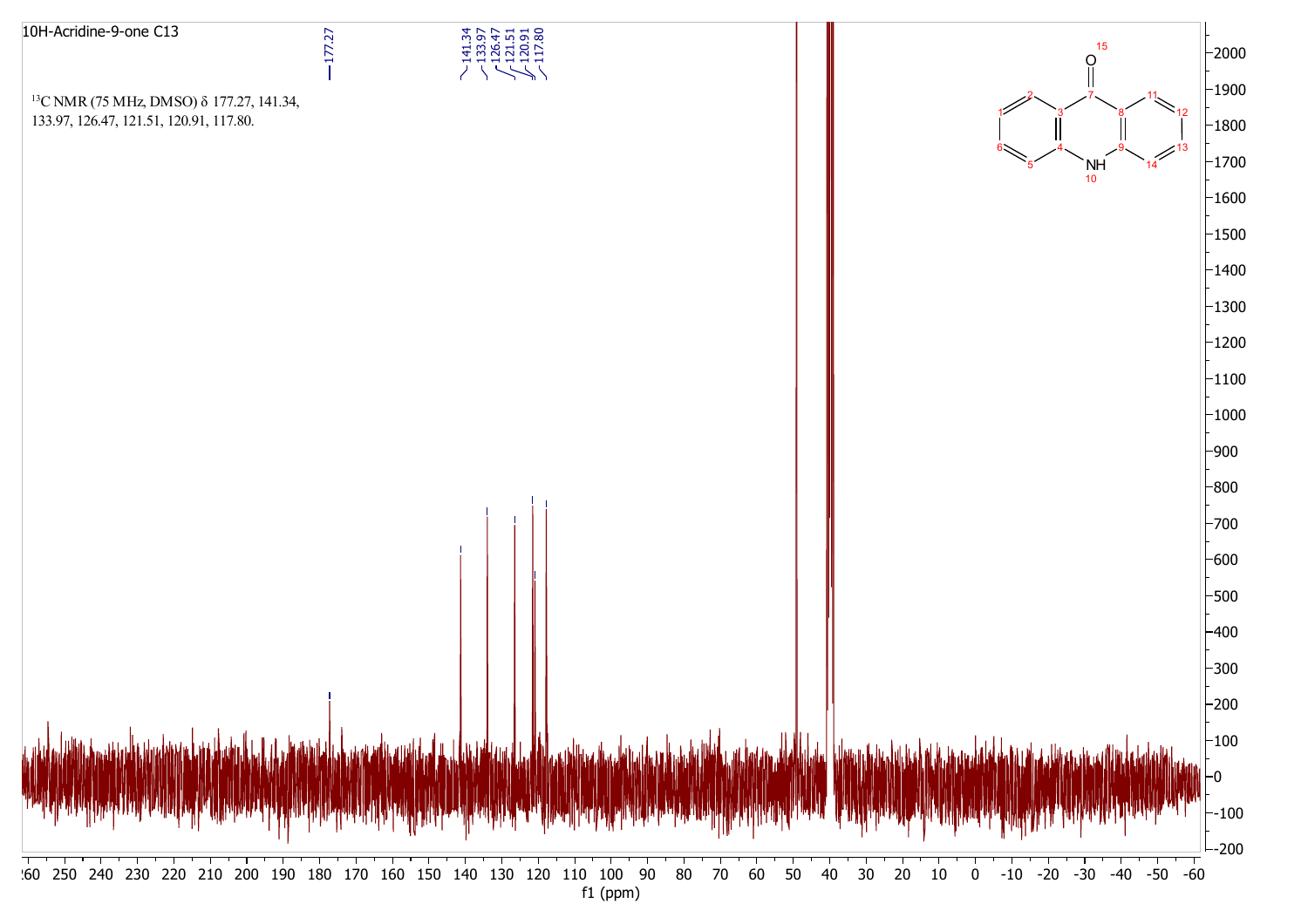10H-Acridine-9-one C13

$^{13}C$ NMR (75 MHz, DMSO) δ 177.27, 141.34, 133.97, 126.47, 121.51, 120.91, 117.80.

177.27

141.34
133.97
126.47
121.51
120.91
117.80

f1 (ppm)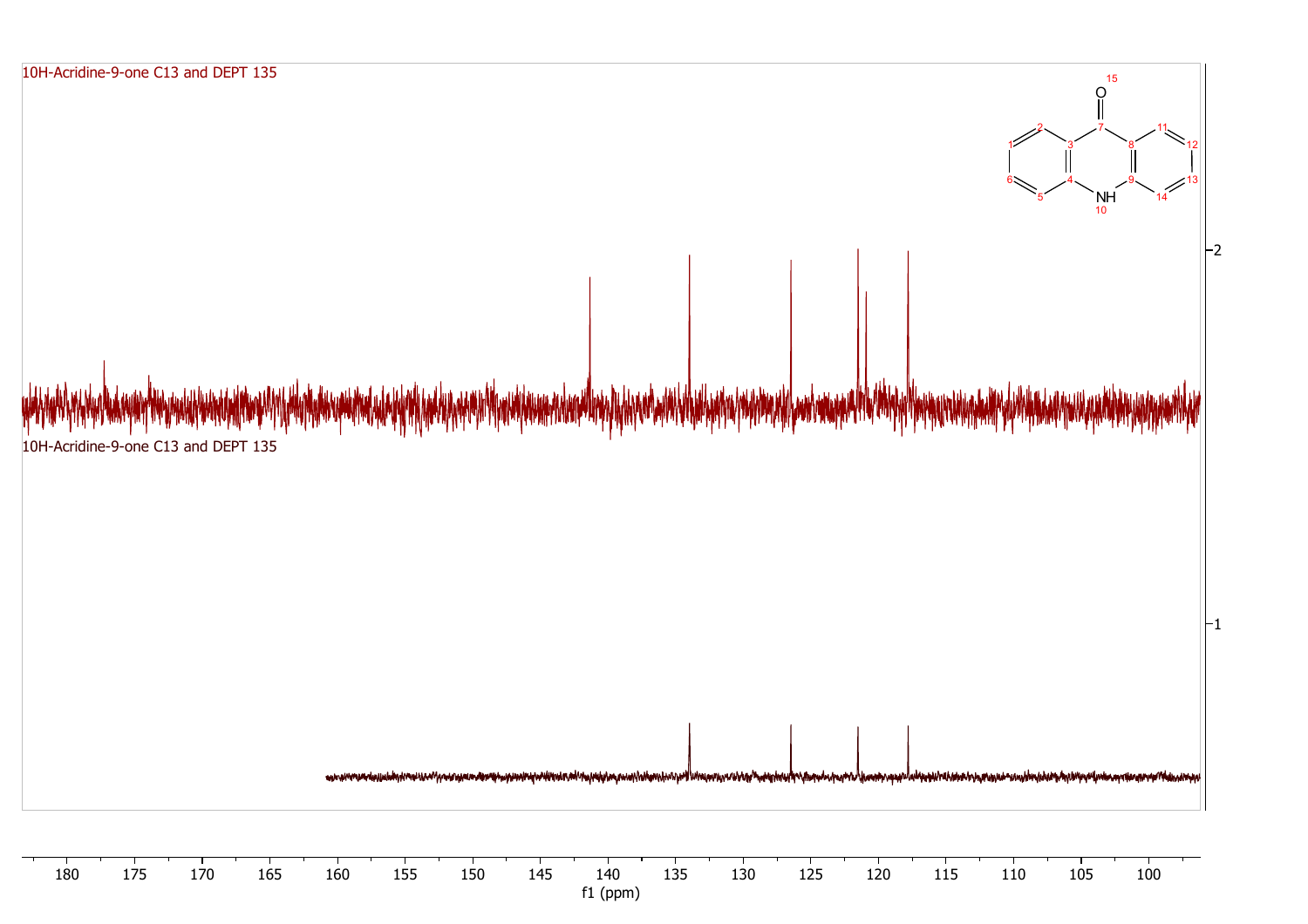10H-Acridine-9-one C13 and DEPT 135

15
O
7
1 2 3 8 11 12
6 5 4 9 14 13
NH
10

10H-Acridine-9-one C13 and DEPT 135

2

1

180 175 170 165 160 155 150 145 140 135 130 125 120 115 110 105 100

f1 (ppm)